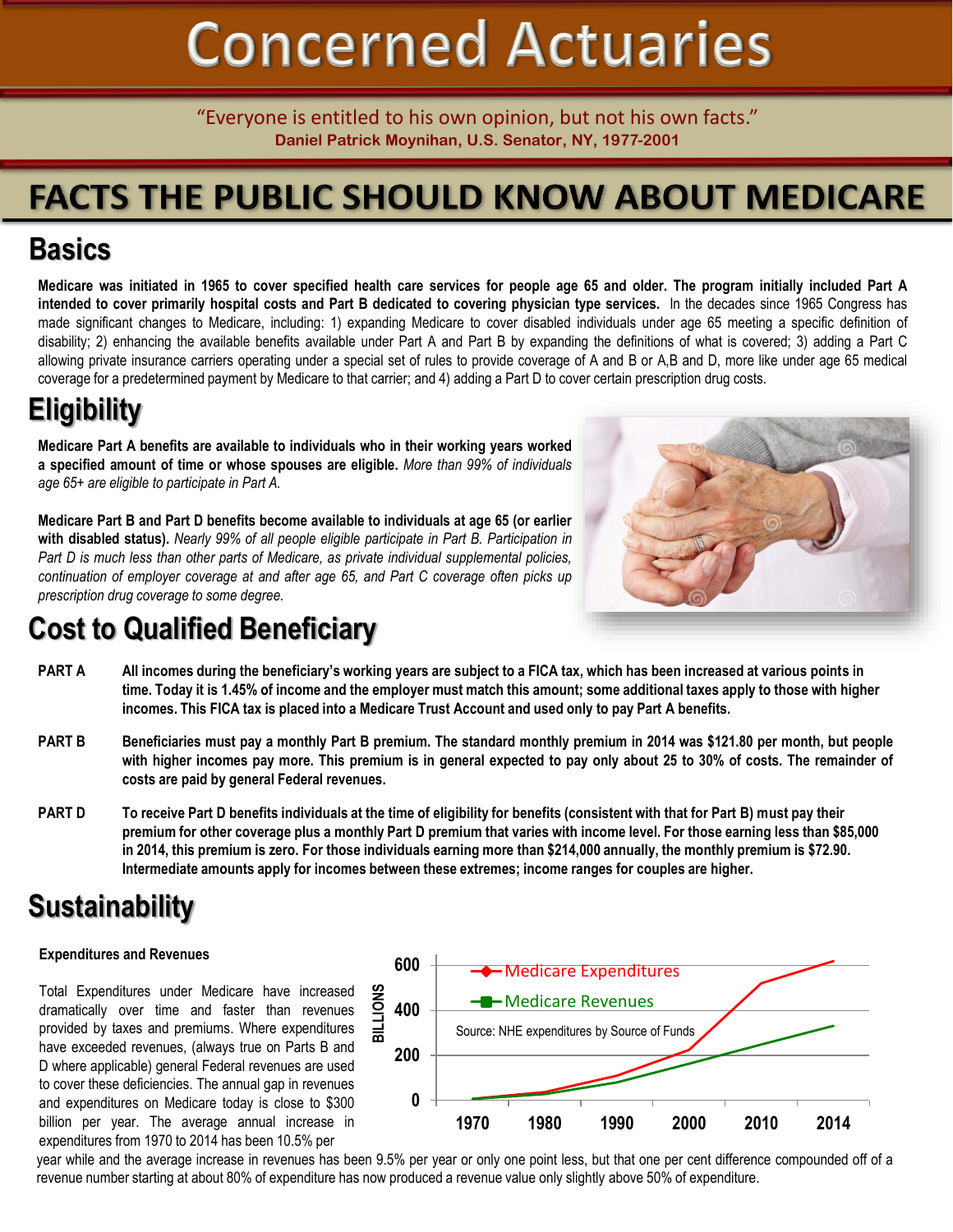# Concerned Actuaries

"Everyone is entitled to his own opinion, but not his own facts."
**Daniel Patrick Moynihan, U.S. Senator, NY, 1977-2001**

# FACTS THE PUBLIC SHOULD KNOW ABOUT MEDICARE

## Basics

**Medicare was initiated in 1965 to cover specified health care services for people age 65 and older. The program initially included Part A intended to cover primarily hospital costs and Part B dedicated to covering physician type services.** In the decades since 1965 Congress has made significant changes to Medicare, including: 1) expanding Medicare to cover disabled individuals under age 65 meeting a specific definition of disability; 2) enhancing the available benefits available under Part A and Part B by expanding the definitions of what is covered; 3) adding a Part C allowing private insurance carriers operating under a special set of rules to provide coverage of A and B or A,B and D, more like under age 65 medical coverage for a predetermined payment by Medicare to that carrier; and 4) adding a Part D to cover certain prescription drug costs.

## Eligibility

**Medicare Part A benefits are available to individuals who in their working years worked a specified amount of time or whose spouses are eligible.** *More than 99% of individuals age 65+ are eligible to participate in Part A.*

**Medicare Part B and Part D benefits become available to individuals at age 65 (or earlier with disabled status).** *Nearly 99% of all people eligible participate in Part B. Participation in Part D is much less than other parts of Medicare, as private individual supplemental policies, continuation of employer coverage at and after age 65, and Part C coverage often picks up prescription drug coverage to some degree.*

## Cost to Qualified Beneficiary

**PART A** — **All incomes during the beneficiary's working years are subject to a FICA tax, which has been increased at various points in time. Today it is 1.45% of income and the employer must match this amount; some additional taxes apply to those with higher incomes. This FICA tax is placed into a Medicare Trust Account and used only to pay Part A benefits.**

**PART B** — **Beneficiaries must pay a monthly Part B premium. The standard monthly premium in 2014 was $121.80 per month, but people with higher incomes pay more. This premium is in general expected to pay only about 25 to 30% of costs. The remainder of costs are paid by general Federal revenues.**

**PART D** — **To receive Part D benefits individuals at the time of eligibility for benefits (consistent with that for Part B) must pay their premium for other coverage plus a monthly Part D premium that varies with income level. For those earning less than $85,000 in 2014, this premium is zero. For those individuals earning more than $214,000 annually, the monthly premium is $72.90. Intermediate amounts apply for incomes between these extremes; income ranges for couples are higher.**

## Sustainability

**Expenditures and Revenues**

Total Expenditures under Medicare have increased dramatically over time and faster than revenues provided by taxes and premiums. Where expenditures have exceeded revenues, (always true on Parts B and D where applicable) general Federal revenues are used to cover these deficiencies. The annual gap in revenues and expenditures on Medicare today is close to $300 billion per year. The average annual increase in expenditures from 1970 to 2014 has been 10.5% per year while and the average increase in revenues has been 9.5% per year or only one point less, but that one per cent difference compounded off of a revenue number starting at about 80% of expenditure has now produced a revenue value only slightly above 50% of expenditure.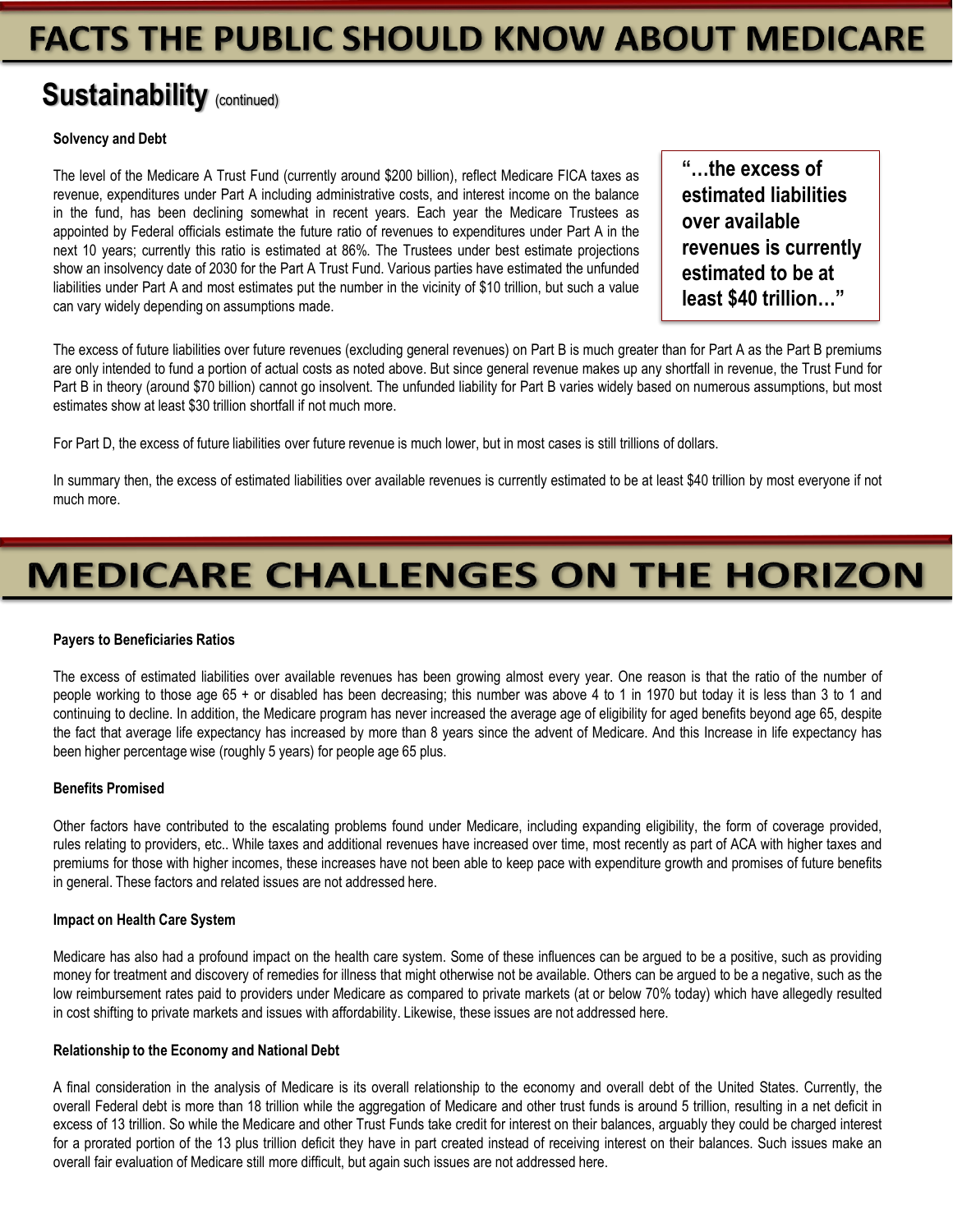# FACTS THE PUBLIC SHOULD KNOW ABOUT MEDICARE

## Sustainability (continued)

**Solvency and Debt**

The level of the Medicare A Trust Fund (currently around $200 billion), reflect Medicare FICA taxes as revenue, expenditures under Part A including administrative costs, and interest income on the balance in the fund, has been declining somewhat in recent years. Each year the Medicare Trustees as appointed by Federal officials estimate the future ratio of revenues to expenditures under Part A in the next 10 years; currently this ratio is estimated at 86%. The Trustees under best estimate projections show an insolvency date of 2030 for the Part A Trust Fund. Various parties have estimated the unfunded liabilities under Part A and most estimates put the number in the vicinity of $10 trillion, but such a value can vary widely depending on assumptions made.

> **"…the excess of estimated liabilities over available revenues is currently estimated to be at least $40 trillion…"**

The excess of future liabilities over future revenues (excluding general revenues) on Part B is much greater than for Part A as the Part B premiums are only intended to fund a portion of actual costs as noted above. But since general revenue makes up any shortfall in revenue, the Trust Fund for Part B in theory (around $70 billion) cannot go insolvent. The unfunded liability for Part B varies widely based on numerous assumptions, but most estimates show at least $30 trillion shortfall if not much more.

For Part D, the excess of future liabilities over future revenue is much lower, but in most cases is still trillions of dollars.

In summary then, the excess of estimated liabilities over available revenues is currently estimated to be at least $40 trillion by most everyone if not much more.

# MEDICARE CHALLENGES ON THE HORIZON

**Payers to Beneficiaries Ratios**

The excess of estimated liabilities over available revenues has been growing almost every year. One reason is that the ratio of the number of people working to those age 65 + or disabled has been decreasing; this number was above 4 to 1 in 1970 but today it is less than 3 to 1 and continuing to decline. In addition, the Medicare program has never increased the average age of eligibility for aged benefits beyond age 65, despite the fact that average life expectancy has increased by more than 8 years since the advent of Medicare. And this Increase in life expectancy has been higher percentage wise (roughly 5 years) for people age 65 plus.

**Benefits Promised**

Other factors have contributed to the escalating problems found under Medicare, including expanding eligibility, the form of coverage provided, rules relating to providers, etc.. While taxes and additional revenues have increased over time, most recently as part of ACA with higher taxes and premiums for those with higher incomes, these increases have not been able to keep pace with expenditure growth and promises of future benefits in general. These factors and related issues are not addressed here.

**Impact on Health Care System**

Medicare has also had a profound impact on the health care system. Some of these influences can be argued to be a positive, such as providing money for treatment and discovery of remedies for illness that might otherwise not be available. Others can be argued to be a negative, such as the low reimbursement rates paid to providers under Medicare as compared to private markets (at or below 70% today) which have allegedly resulted in cost shifting to private markets and issues with affordability. Likewise, these issues are not addressed here.

**Relationship to the Economy and National Debt**

A final consideration in the analysis of Medicare is its overall relationship to the economy and overall debt of the United States. Currently, the overall Federal debt is more than 18 trillion while the aggregation of Medicare and other trust funds is around 5 trillion, resulting in a net deficit in excess of 13 trillion. So while the Medicare and other Trust Funds take credit for interest on their balances, arguably they could be charged interest for a prorated portion of the 13 plus trillion deficit they have in part created instead of receiving interest on their balances. Such issues make an overall fair evaluation of Medicare still more difficult, but again such issues are not addressed here.